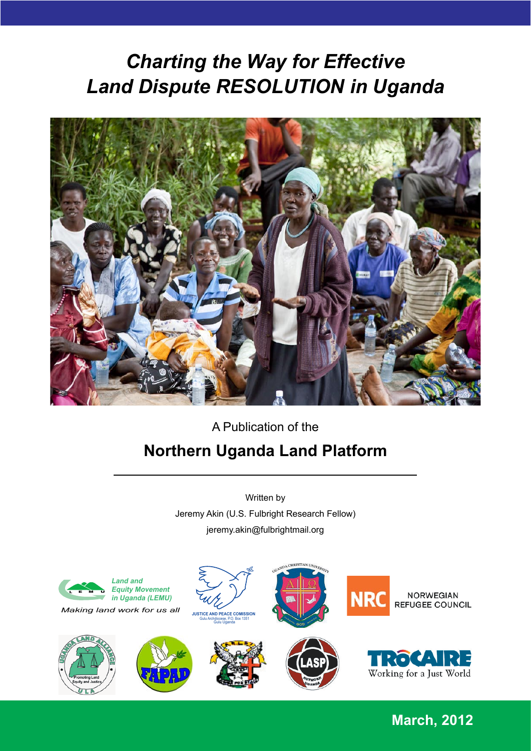# *Charting the Way for Effective Land Dispute RESOLUTION in Uganda*

A Publication of the

## Northern Uganda Land Platform

Written by

Jeremy Akin (U.S. Fulbright Research Fellow)

jeremy.akin@fulbrightmail.org

*Land and Equity Movement in Uganda (LEMU)*

*Making land work for us all*

JUSTICE AND PEACE COMISSION
Gulu Archdiocese, P.O. Box 1351
Gulu Uganda

NRC NORWEGIAN REFUGEE COUNCIL

TRÓCAIRE Working for a Just World

**March, 2012**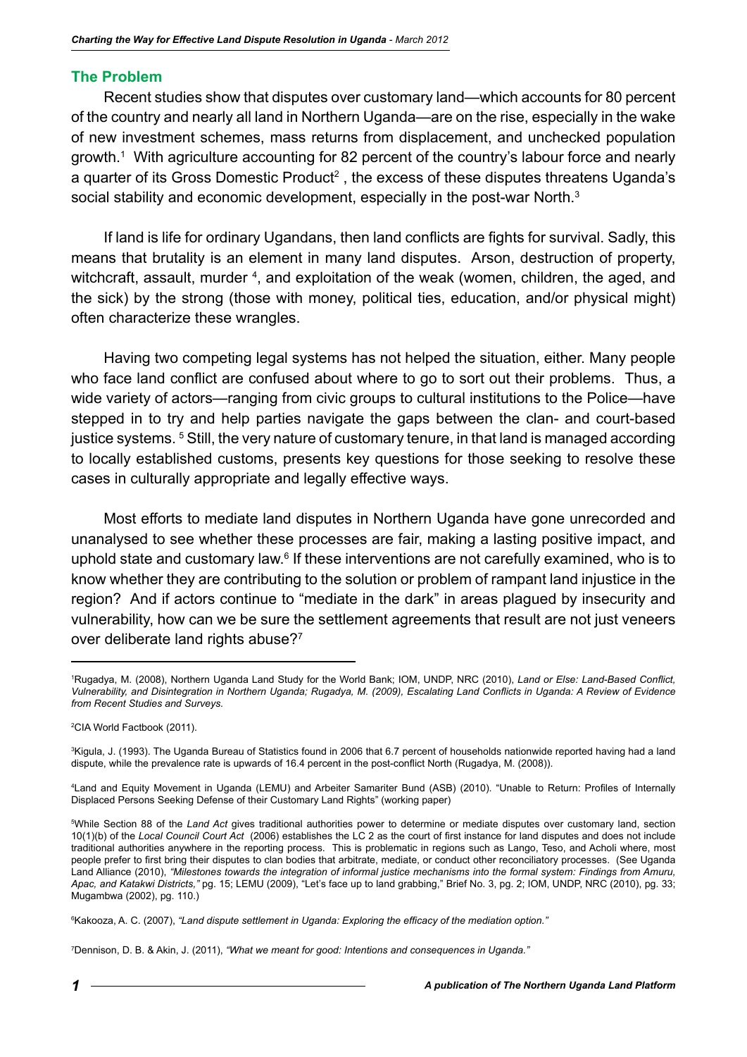## The Problem

Recent studies show that disputes over customary land—which accounts for 80 percent of the country and nearly all land in Northern Uganda—are on the rise, especially in the wake of new investment schemes, mass returns from displacement, and unchecked population growth.[1] With agriculture accounting for 82 percent of the country's labour force and nearly a quarter of its Gross Domestic Product[2] , the excess of these disputes threatens Uganda's social stability and economic development, especially in the post-war North.[3]

If land is life for ordinary Ugandans, then land conflicts are fights for survival. Sadly, this means that brutality is an element in many land disputes. Arson, destruction of property, witchcraft, assault, murder [4], and exploitation of the weak (women, children, the aged, and the sick) by the strong (those with money, political ties, education, and/or physical might) often characterize these wrangles.

Having two competing legal systems has not helped the situation, either. Many people who face land conflict are confused about where to go to sort out their problems. Thus, a wide variety of actors—ranging from civic groups to cultural institutions to the Police—have stepped in to try and help parties navigate the gaps between the clan- and court-based justice systems. [5] Still, the very nature of customary tenure, in that land is managed according to locally established customs, presents key questions for those seeking to resolve these cases in culturally appropriate and legally effective ways.

Most efforts to mediate land disputes in Northern Uganda have gone unrecorded and unanalysed to see whether these processes are fair, making a lasting positive impact, and uphold state and customary law.[6] If these interventions are not carefully examined, who is to know whether they are contributing to the solution or problem of rampant land injustice in the region? And if actors continue to "mediate in the dark" in areas plagued by insecurity and vulnerability, how can we be sure the settlement agreements that result are not just veneers over deliberate land rights abuse?[7]

---

[1]Rugadya, M. (2008), Northern Uganda Land Study for the World Bank; IOM, UNDP, NRC (2010), *Land or Else: Land-Based Conflict, Vulnerability, and Disintegration in Northern Uganda; Rugadya, M. (2009), Escalating Land Conflicts in Uganda: A Review of Evidence from Recent Studies and Surveys.*

[2]CIA World Factbook (2011).

[3]Kigula, J. (1993). The Uganda Bureau of Statistics found in 2006 that 6.7 percent of households nationwide reported having had a land dispute, while the prevalence rate is upwards of 16.4 percent in the post-conflict North (Rugadya, M. (2008)).

[4]Land and Equity Movement in Uganda (LEMU) and Arbeiter Samariter Bund (ASB) (2010). "Unable to Return: Profiles of Internally Displaced Persons Seeking Defense of their Customary Land Rights" (working paper)

[5]While Section 88 of the *Land Act* gives traditional authorities power to determine or mediate disputes over customary land, section 10(1)(b) of the *Local Council Court Act* (2006) establishes the LC 2 as the court of first instance for land disputes and does not include traditional authorities anywhere in the reporting process. This is problematic in regions such as Lango, Teso, and Acholi where, most people prefer to first bring their disputes to clan bodies that arbitrate, mediate, or conduct other reconciliatory processes. (See Uganda Land Alliance (2010), *"Milestones towards the integration of informal justice mechanisms into the formal system: Findings from Amuru, Apac, and Katakwi Districts,"* pg. 15; LEMU (2009), "Let's face up to land grabbing," Brief No. 3, pg. 2; IOM, UNDP, NRC (2010), pg. 33; Mugambwa (2002), pg. 110.)

[6]Kakooza, A. C. (2007), *"Land dispute settlement in Uganda: Exploring the efficacy of the mediation option."*

[7]Dennison, D. B. & Akin, J. (2011), *"What we meant for good: Intentions and consequences in Uganda."*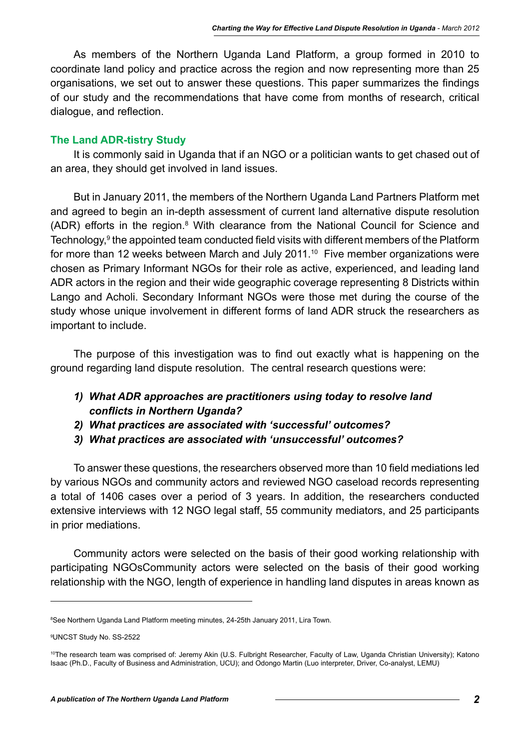As members of the Northern Uganda Land Platform, a group formed in 2010 to coordinate land policy and practice across the region and now representing more than 25 organisations, we set out to answer these questions. This paper summarizes the findings of our study and the recommendations that have come from months of research, critical dialogue, and reflection.

### The Land ADR-tistry Study

It is commonly said in Uganda that if an NGO or a politician wants to get chased out of an area, they should get involved in land issues.

But in January 2011, the members of the Northern Uganda Land Partners Platform met and agreed to begin an in-depth assessment of current land alternative dispute resolution (ADR) efforts in the region.[8] With clearance from the National Council for Science and Technology,[9] the appointed team conducted field visits with different members of the Platform for more than 12 weeks between March and July 2011.[10] Five member organizations were chosen as Primary Informant NGOs for their role as active, experienced, and leading land ADR actors in the region and their wide geographic coverage representing 8 Districts within Lango and Acholi. Secondary Informant NGOs were those met during the course of the study whose unique involvement in different forms of land ADR struck the researchers as important to include.

The purpose of this investigation was to find out exactly what is happening on the ground regarding land dispute resolution. The central research questions were:

1) ***What ADR approaches are practitioners using today to resolve land conflicts in Northern Uganda?***
2) ***What practices are associated with 'successful' outcomes?***
3) ***What practices are associated with 'unsuccessful' outcomes?***

To answer these questions, the researchers observed more than 10 field mediations led by various NGOs and community actors and reviewed NGO caseload records representing a total of 1406 cases over a period of 3 years. In addition, the researchers conducted extensive interviews with 12 NGO legal staff, 55 community mediators, and 25 participants in prior mediations.

Community actors were selected on the basis of their good working relationship with participating NGOsCommunity actors were selected on the basis of their good working relationship with the NGO, length of experience in handling land disputes in areas known as

---

[8] See Northern Uganda Land Platform meeting minutes, 24-25th January 2011, Lira Town.

[9] UNCST Study No. SS-2522

[10] The research team was comprised of: Jeremy Akin (U.S. Fulbright Researcher, Faculty of Law, Uganda Christian University); Katono Isaac (Ph.D., Faculty of Business and Administration, UCU); and Odongo Martin (Luo interpreter, Driver, Co-analyst, LEMU)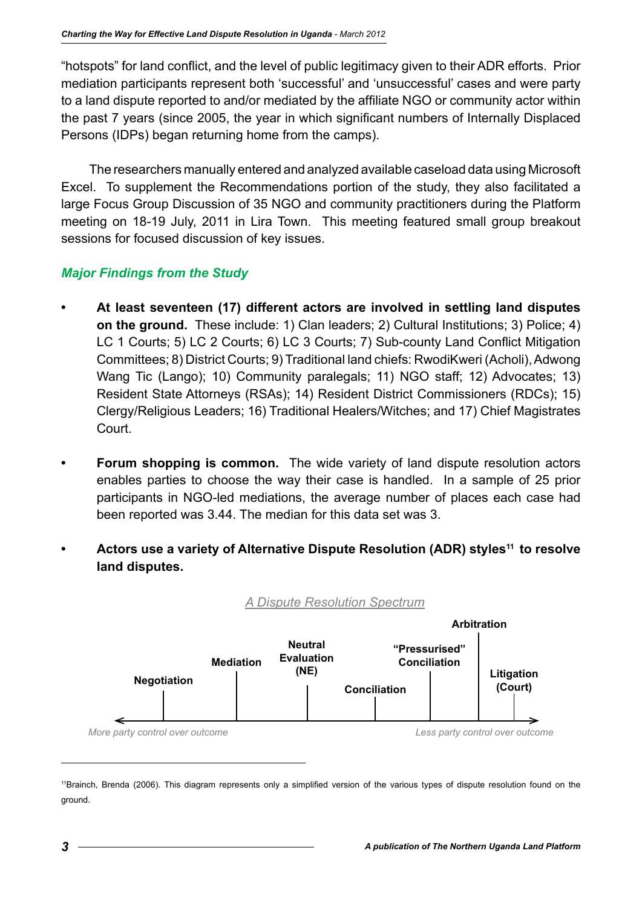"hotspots" for land conflict, and the level of public legitimacy given to their ADR efforts. Prior mediation participants represent both 'successful' and 'unsuccessful' cases and were party to a land dispute reported to and/or mediated by the affiliate NGO or community actor within the past 7 years (since 2005, the year in which significant numbers of Internally Displaced Persons (IDPs) began returning home from the camps).

The researchers manually entered and analyzed available caseload data using Microsoft Excel. To supplement the Recommendations portion of the study, they also facilitated a large Focus Group Discussion of 35 NGO and community practitioners during the Platform meeting on 18-19 July, 2011 in Lira Town. This meeting featured small group breakout sessions for focused discussion of key issues.

### *Major Findings from the Study*

- **At least seventeen (17) different actors are involved in settling land disputes on the ground.** These include: 1) Clan leaders; 2) Cultural Institutions; 3) Police; 4) LC 1 Courts; 5) LC 2 Courts; 6) LC 3 Courts; 7) Sub-county Land Conflict Mitigation Committees; 8) District Courts; 9) Traditional land chiefs: RwodiKweri (Acholi), Adwong Wang Tic (Lango); 10) Community paralegals; 11) NGO staff; 12) Advocates; 13) Resident State Attorneys (RSAs); 14) Resident District Commissioners (RDCs); 15) Clergy/Religious Leaders; 16) Traditional Healers/Witches; and 17) Chief Magistrates Court.

- **Forum shopping is common.** The wide variety of land dispute resolution actors enables parties to choose the way their case is handled. In a sample of 25 prior participants in NGO-led mediations, the average number of places each case had been reported was 3.44. The median for this data set was 3.

- **Actors use a variety of Alternative Dispute Resolution (ADR) styles[11] to resolve land disputes.**

*A Dispute Resolution Spectrum*

Negotiation — Mediation — Neutral Evaluation (NE) — Conciliation — "Pressurised" Conciliation — Arbitration — Litigation (Court)

*More party control over outcome* ← → *Less party control over outcome*

---

[11] Brainch, Brenda (2006). This diagram represents only a simplified version of the various types of dispute resolution found on the ground.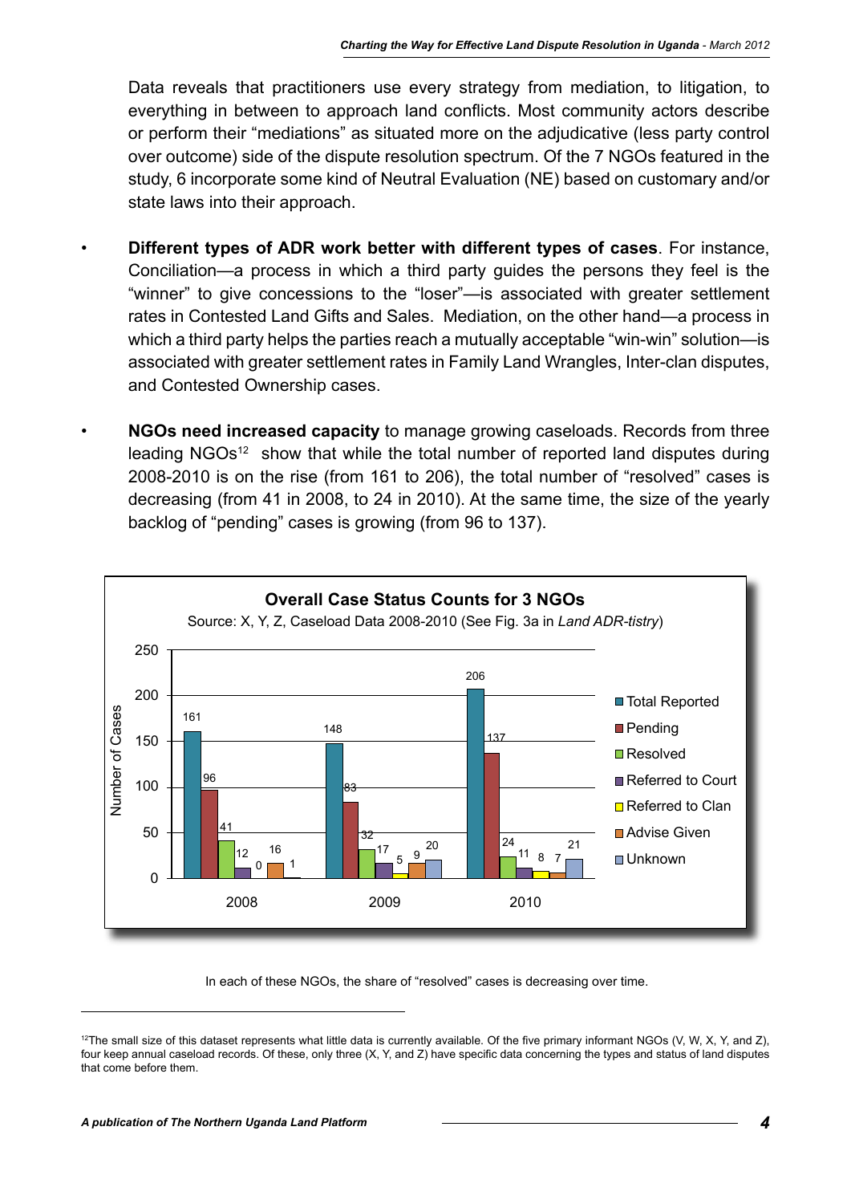Data reveals that practitioners use every strategy from mediation, to litigation, to everything in between to approach land conflicts. Most community actors describe or perform their "mediations" as situated more on the adjudicative (less party control over outcome) side of the dispute resolution spectrum. Of the 7 NGOs featured in the study, 6 incorporate some kind of Neutral Evaluation (NE) based on customary and/or state laws into their approach.

- **Different types of ADR work better with different types of cases**. For instance, Conciliation—a process in which a third party guides the persons they feel is the "winner" to give concessions to the "loser"—is associated with greater settlement rates in Contested Land Gifts and Sales. Mediation, on the other hand—a process in which a third party helps the parties reach a mutually acceptable "win-win" solution—is associated with greater settlement rates in Family Land Wrangles, Inter-clan disputes, and Contested Ownership cases.

- **NGOs need increased capacity** to manage growing caseloads. Records from three leading NGOs[12] show that while the total number of reported land disputes during 2008-2010 is on the rise (from 161 to 206), the total number of "resolved" cases is decreasing (from 41 in 2008, to 24 in 2010). At the same time, the size of the yearly backlog of "pending" cases is growing (from 96 to 137).

**Overall Case Status Counts for 3 NGOs**

Source: X, Y, Z, Caseload Data 2008-2010 (See Fig. 3a in *Land ADR-tistry*)

| Year | Total Reported | Pending | Resolved | Referred to Court | Referred to Clan | Advise Given | Unknown |
|---|---|---|---|---|---|---|---|
| 2008 | 161 | 96 | 41 | 12 | 0 | 16 | 1 |
| 2009 | 148 | 83 | 32 | 17 | 5 | 9 | 20 |
| 2010 | 206 | 137 | 24 | 11 | 8 | 7 | 21 |

In each of these NGOs, the share of "resolved" cases is decreasing over time.

[12]The small size of this dataset represents what little data is currently available. Of the five primary informant NGOs (V, W, X, Y, and Z), four keep annual caseload records. Of these, only three (X, Y, and Z) have specific data concerning the types and status of land disputes that come before them.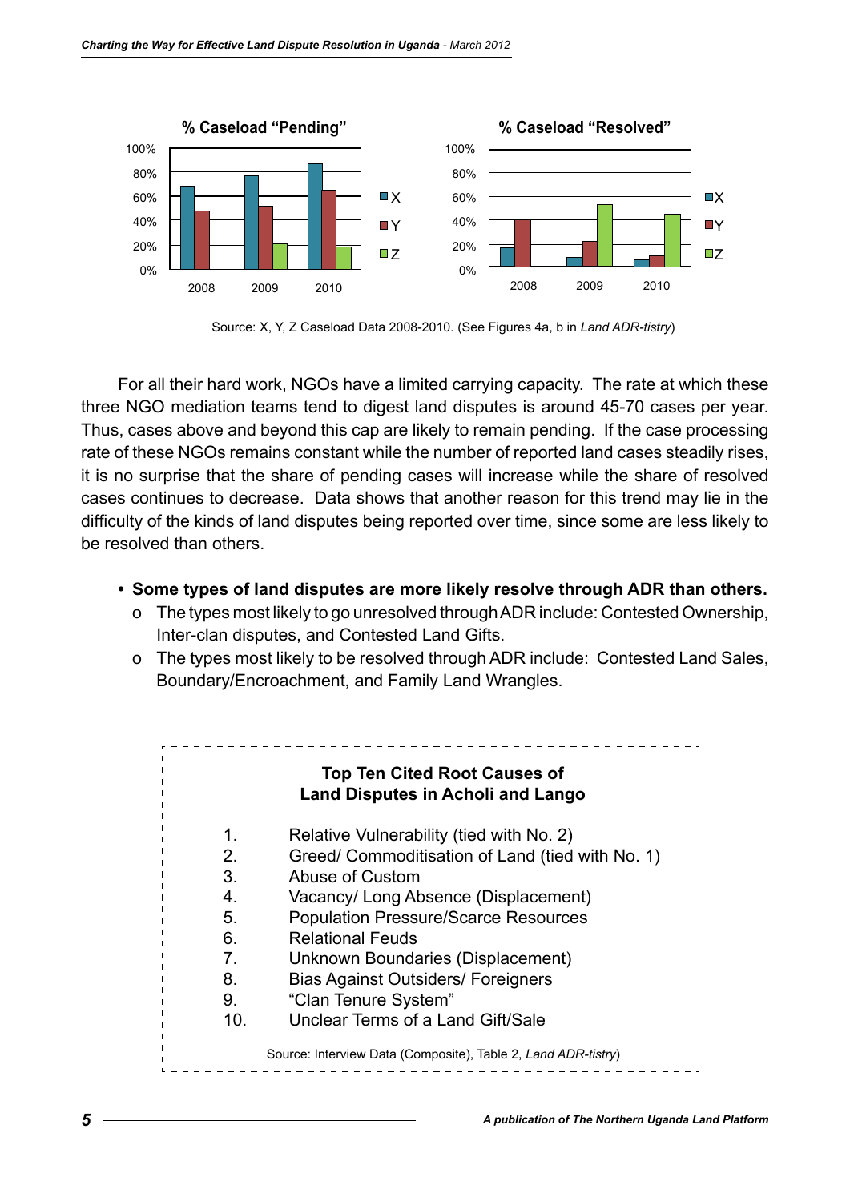% Caseload "Pending"

% Caseload "Resolved"

Source: X, Y, Z Caseload Data 2008-2010. (See Figures 4a, b in *Land ADR-tistry*)

For all their hard work, NGOs have a limited carrying capacity. The rate at which these three NGO mediation teams tend to digest land disputes is around 45-70 cases per year. Thus, cases above and beyond this cap are likely to remain pending. If the case processing rate of these NGOs remains constant while the number of reported land cases steadily rises, it is no surprise that the share of pending cases will increase while the share of resolved cases continues to decrease. Data shows that another reason for this trend may lie in the difficulty of the kinds of land disputes being reported over time, since some are less likely to be resolved than others.

- **Some types of land disputes are more likely resolve through ADR than others.**
  - o The types most likely to go unresolved through ADR include: Contested Ownership, Inter-clan disputes, and Contested Land Gifts.
  - o The types most likely to be resolved through ADR include: Contested Land Sales, Boundary/Encroachment, and Family Land Wrangles.

**Top Ten Cited Root Causes of Land Disputes in Acholi and Lango**

1. Relative Vulnerability (tied with No. 2)
2. Greed/ Commoditisation of Land (tied with No. 1)
3. Abuse of Custom
4. Vacancy/ Long Absence (Displacement)
5. Population Pressure/Scarce Resources
6. Relational Feuds
7. Unknown Boundaries (Displacement)
8. Bias Against Outsiders/ Foreigners
9. "Clan Tenure System"
10. Unclear Terms of a Land Gift/Sale

Source: Interview Data (Composite), Table 2, *Land ADR-tistry*)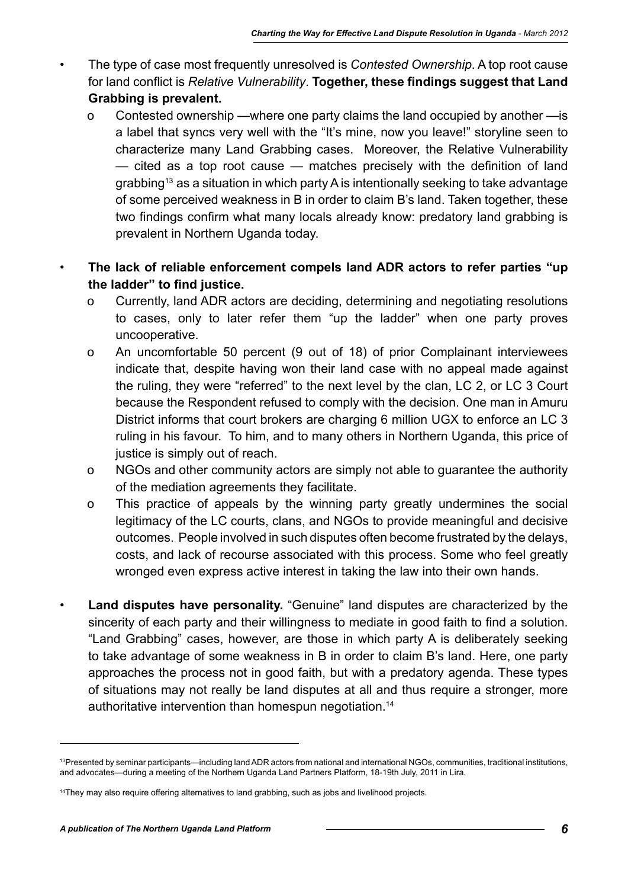- The type of case most frequently unresolved is *Contested Ownership*. A top root cause for land conflict is *Relative Vulnerability*. **Together, these findings suggest that Land Grabbing is prevalent.**
  - Contested ownership —where one party claims the land occupied by another —is a label that syncs very well with the "It's mine, now you leave!" storyline seen to characterize many Land Grabbing cases. Moreover, the Relative Vulnerability — cited as a top root cause — matches precisely with the definition of land grabbing[13] as a situation in which party A is intentionally seeking to take advantage of some perceived weakness in B in order to claim B's land. Taken together, these two findings confirm what many locals already know: predatory land grabbing is prevalent in Northern Uganda today.

- **The lack of reliable enforcement compels land ADR actors to refer parties "up the ladder" to find justice.**
  - Currently, land ADR actors are deciding, determining and negotiating resolutions to cases, only to later refer them "up the ladder" when one party proves uncooperative.
  - An uncomfortable 50 percent (9 out of 18) of prior Complainant interviewees indicate that, despite having won their land case with no appeal made against the ruling, they were "referred" to the next level by the clan, LC 2, or LC 3 Court because the Respondent refused to comply with the decision. One man in Amuru District informs that court brokers are charging 6 million UGX to enforce an LC 3 ruling in his favour. To him, and to many others in Northern Uganda, this price of justice is simply out of reach.
  - NGOs and other community actors are simply not able to guarantee the authority of the mediation agreements they facilitate.
  - This practice of appeals by the winning party greatly undermines the social legitimacy of the LC courts, clans, and NGOs to provide meaningful and decisive outcomes. People involved in such disputes often become frustrated by the delays, costs, and lack of recourse associated with this process. Some who feel greatly wronged even express active interest in taking the law into their own hands.

- **Land disputes have personality.** "Genuine" land disputes are characterized by the sincerity of each party and their willingness to mediate in good faith to find a solution. "Land Grabbing" cases, however, are those in which party A is deliberately seeking to take advantage of some weakness in B in order to claim B's land. Here, one party approaches the process not in good faith, but with a predatory agenda. These types of situations may not really be land disputes at all and thus require a stronger, more authoritative intervention than homespun negotiation.[14]

---

[13] Presented by seminar participants—including land ADR actors from national and international NGOs, communities, traditional institutions, and advocates—during a meeting of the Northern Uganda Land Partners Platform, 18-19th July, 2011 in Lira.

[14] They may also require offering alternatives to land grabbing, such as jobs and livelihood projects.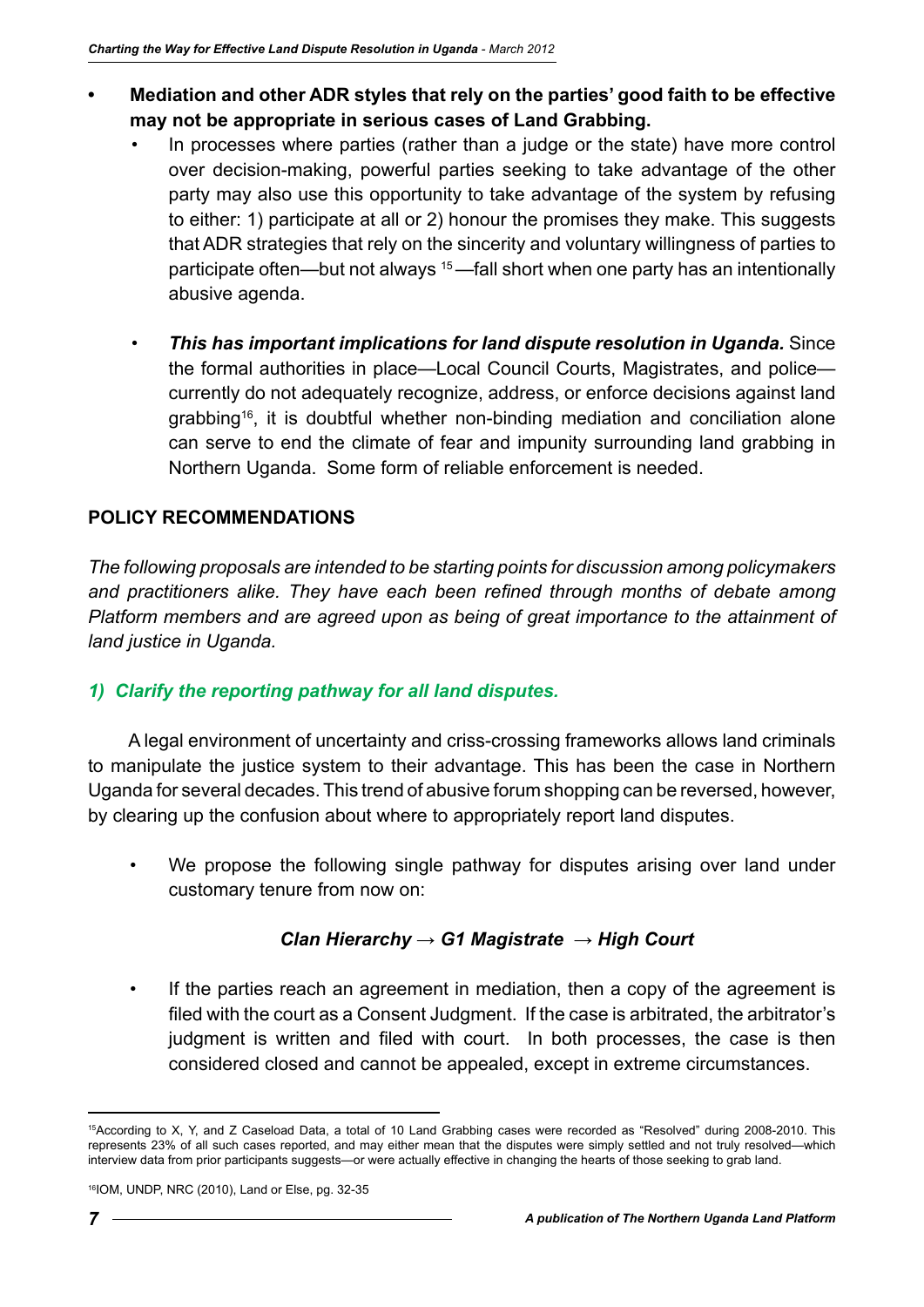- **Mediation and other ADR styles that rely on the parties' good faith to be effective may not be appropriate in serious cases of Land Grabbing.**
  - In processes where parties (rather than a judge or the state) have more control over decision-making, powerful parties seeking to take advantage of the other party may also use this opportunity to take advantage of the system by refusing to either: 1) participate at all or 2) honour the promises they make. This suggests that ADR strategies that rely on the sincerity and voluntary willingness of parties to participate often—but not always [15]—fall short when one party has an intentionally abusive agenda.
  - ***This has important implications for land dispute resolution in Uganda.*** Since the formal authorities in place—Local Council Courts, Magistrates, and police—currently do not adequately recognize, address, or enforce decisions against land grabbing[16], it is doubtful whether non-binding mediation and conciliation alone can serve to end the climate of fear and impunity surrounding land grabbing in Northern Uganda. Some form of reliable enforcement is needed.

## POLICY RECOMMENDATIONS

*The following proposals are intended to be starting points for discussion among policymakers and practitioners alike. They have each been refined through months of debate among Platform members and are agreed upon as being of great importance to the attainment of land justice in Uganda.*

### *1) Clarify the reporting pathway for all land disputes.*

A legal environment of uncertainty and criss-crossing frameworks allows land criminals to manipulate the justice system to their advantage. This has been the case in Northern Uganda for several decades. This trend of abusive forum shopping can be reversed, however, by clearing up the confusion about where to appropriately report land disputes.

- We propose the following single pathway for disputes arising over land under customary tenure from now on:

  ***Clan Hierarchy → G1 Magistrate → High Court***

- If the parties reach an agreement in mediation, then a copy of the agreement is filed with the court as a Consent Judgment. If the case is arbitrated, the arbitrator's judgment is written and filed with court. In both processes, the case is then considered closed and cannot be appealed, except in extreme circumstances.

---

[15] According to X, Y, and Z Caseload Data, a total of 10 Land Grabbing cases were recorded as "Resolved" during 2008-2010. This represents 23% of all such cases reported, and may either mean that the disputes were simply settled and not truly resolved—which interview data from prior participants suggests—or were actually effective in changing the hearts of those seeking to grab land.

[16] IOM, UNDP, NRC (2010), Land or Else, pg. 32-35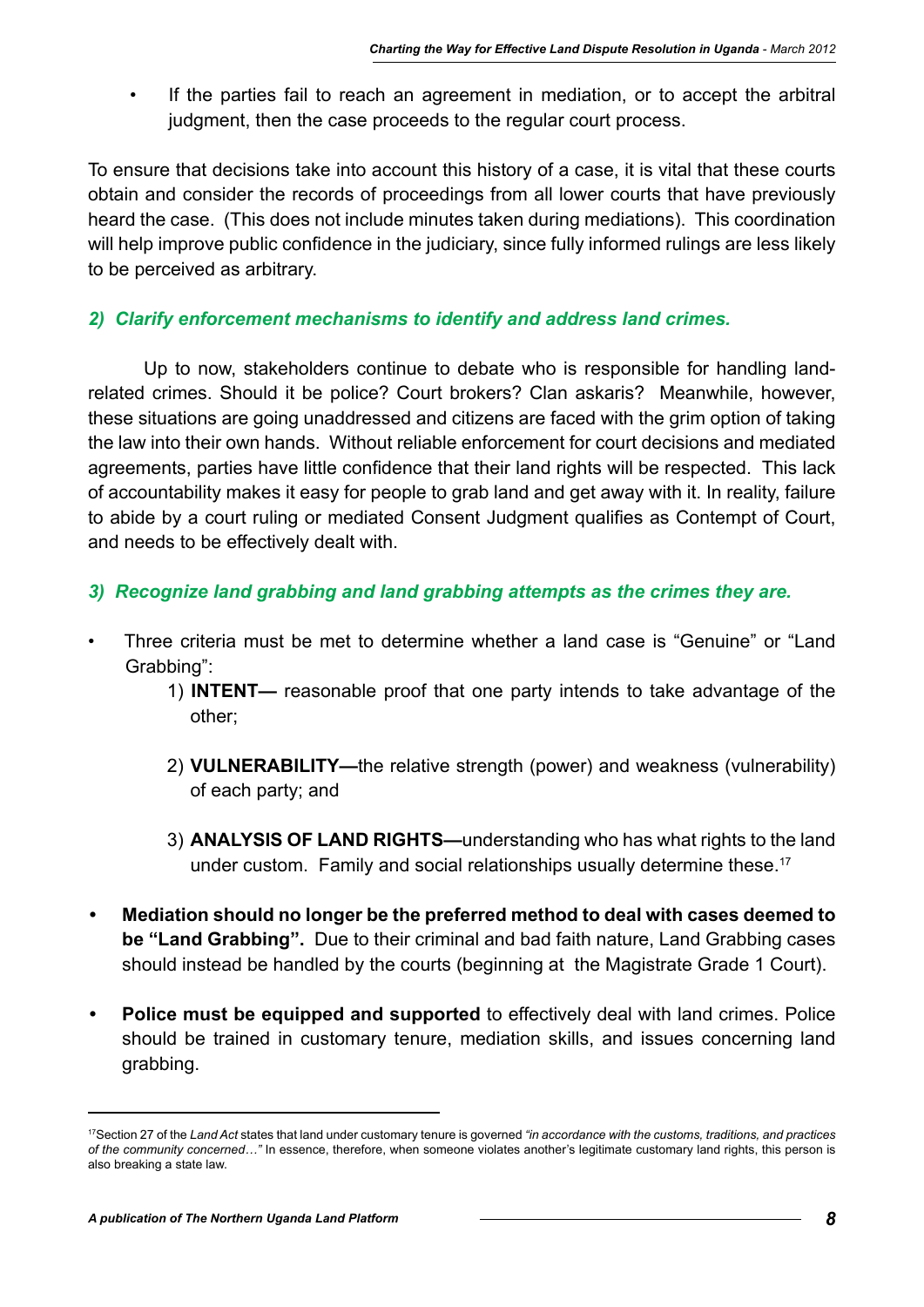- If the parties fail to reach an agreement in mediation, or to accept the arbitral judgment, then the case proceeds to the regular court process.

To ensure that decisions take into account this history of a case, it is vital that these courts obtain and consider the records of proceedings from all lower courts that have previously heard the case. (This does not include minutes taken during mediations). This coordination will help improve public confidence in the judiciary, since fully informed rulings are less likely to be perceived as arbitrary.

### *2) Clarify enforcement mechanisms to identify and address land crimes.*

Up to now, stakeholders continue to debate who is responsible for handling land-related crimes. Should it be police? Court brokers? Clan askaris? Meanwhile, however, these situations are going unaddressed and citizens are faced with the grim option of taking the law into their own hands. Without reliable enforcement for court decisions and mediated agreements, parties have little confidence that their land rights will be respected. This lack of accountability makes it easy for people to grab land and get away with it. In reality, failure to abide by a court ruling or mediated Consent Judgment qualifies as Contempt of Court, and needs to be effectively dealt with.

### *3) Recognize land grabbing and land grabbing attempts as the crimes they are.*

- Three criteria must be met to determine whether a land case is "Genuine" or "Land Grabbing":
    1) **INTENT—** reasonable proof that one party intends to take advantage of the other;
    2) **VULNERABILITY—**the relative strength (power) and weakness (vulnerability) of each party; and
    3) **ANALYSIS OF LAND RIGHTS—**understanding who has what rights to the land under custom. Family and social relationships usually determine these.[17]

- **Mediation should no longer be the preferred method to deal with cases deemed to be "Land Grabbing".** Due to their criminal and bad faith nature, Land Grabbing cases should instead be handled by the courts (beginning at the Magistrate Grade 1 Court).

- **Police must be equipped and supported** to effectively deal with land crimes. Police should be trained in customary tenure, mediation skills, and issues concerning land grabbing.

---

[17] Section 27 of the *Land Act* states that land under customary tenure is governed *"in accordance with the customs, traditions, and practices of the community concerned…"* In essence, therefore, when someone violates another's legitimate customary land rights, this person is also breaking a state law.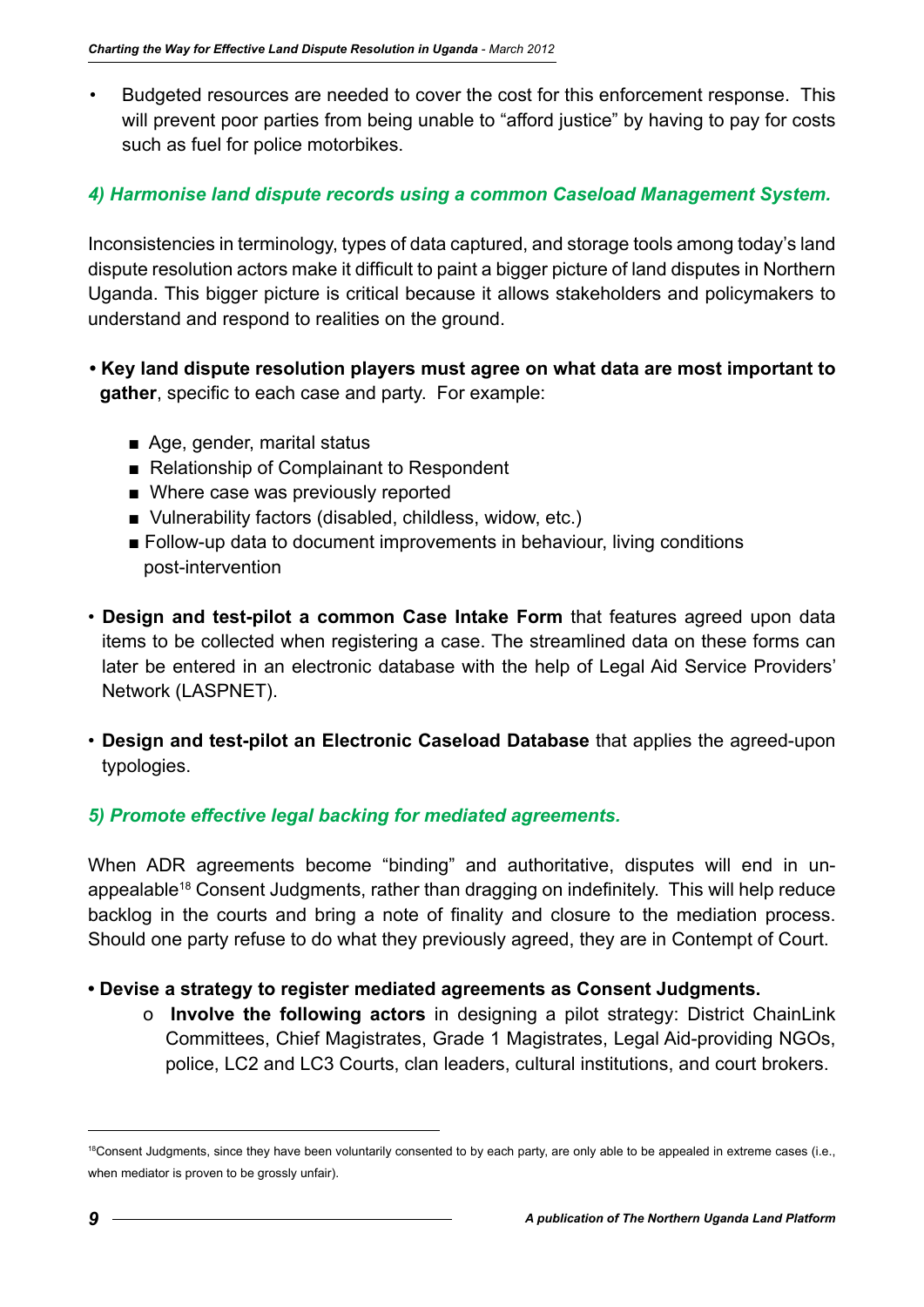- Budgeted resources are needed to cover the cost for this enforcement response. This will prevent poor parties from being unable to "afford justice" by having to pay for costs such as fuel for police motorbikes.

### *4) Harmonise land dispute records using a common Caseload Management System.*

Inconsistencies in terminology, types of data captured, and storage tools among today's land dispute resolution actors make it difficult to paint a bigger picture of land disputes in Northern Uganda. This bigger picture is critical because it allows stakeholders and policymakers to understand and respond to realities on the ground.

- **Key land dispute resolution players must agree on what data are most important to gather**, specific to each case and party. For example:
  - Age, gender, marital status
  - Relationship of Complainant to Respondent
  - Where case was previously reported
  - Vulnerability factors (disabled, childless, widow, etc.)
  - Follow-up data to document improvements in behaviour, living conditions post-intervention
- **Design and test-pilot a common Case Intake Form** that features agreed upon data items to be collected when registering a case. The streamlined data on these forms can later be entered in an electronic database with the help of Legal Aid Service Providers' Network (LASPNET).
- **Design and test-pilot an Electronic Caseload Database** that applies the agreed-upon typologies.

### *5) Promote effective legal backing for mediated agreements.*

When ADR agreements become "binding" and authoritative, disputes will end in un-appealable[18] Consent Judgments, rather than dragging on indefinitely. This will help reduce backlog in the courts and bring a note of finality and closure to the mediation process. Should one party refuse to do what they previously agreed, they are in Contempt of Court.

- **Devise a strategy to register mediated agreements as Consent Judgments.**
  - **Involve the following actors** in designing a pilot strategy: District ChainLink Committees, Chief Magistrates, Grade 1 Magistrates, Legal Aid-providing NGOs, police, LC2 and LC3 Courts, clan leaders, cultural institutions, and court brokers.

---

[18] Consent Judgments, since they have been voluntarily consented to by each party, are only able to be appealed in extreme cases (i.e., when mediator is proven to be grossly unfair).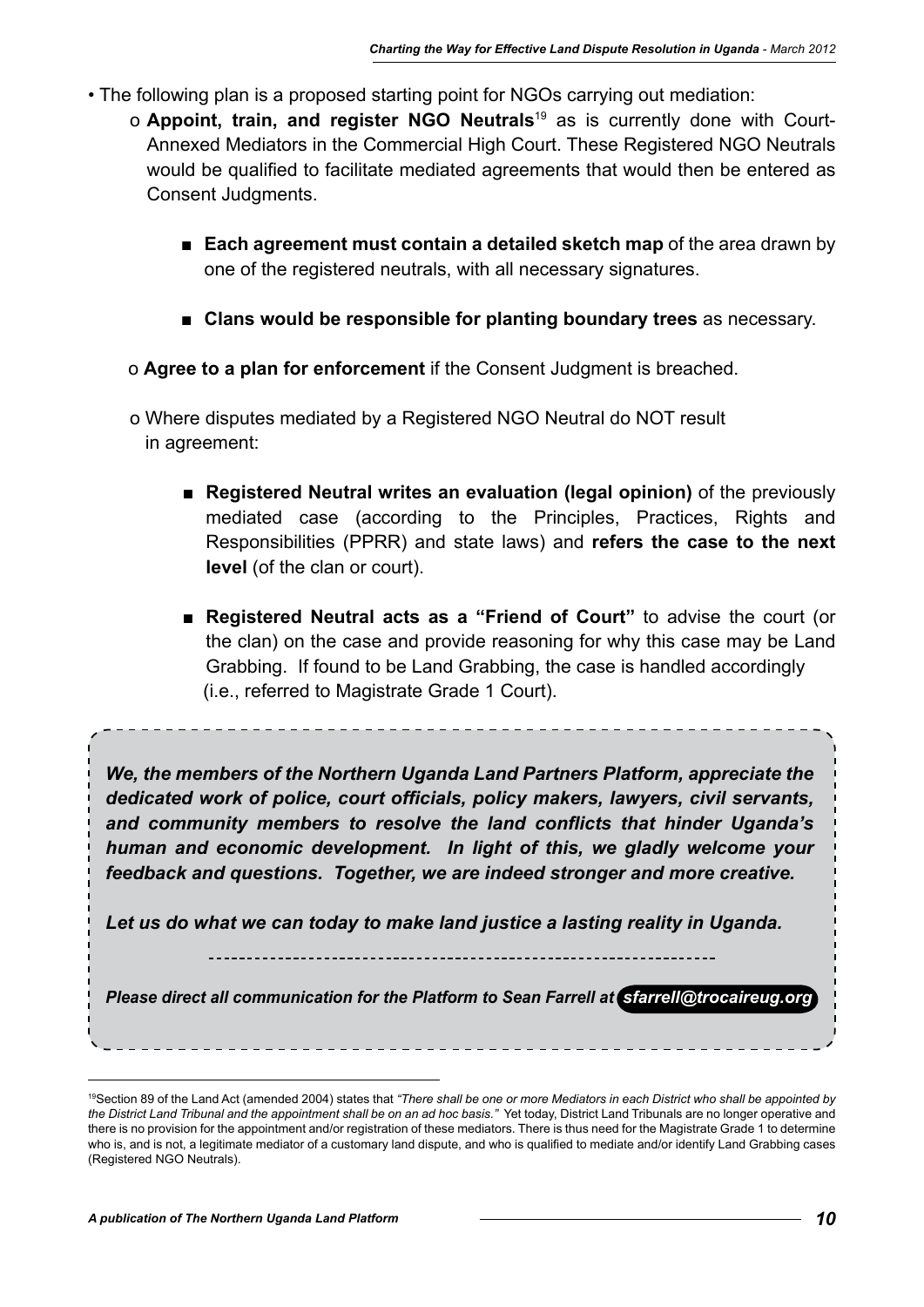- The following plan is a proposed starting point for NGOs carrying out mediation:
  - **Appoint, train, and register NGO Neutrals**[19] as is currently done with Court-Annexed Mediators in the Commercial High Court. These Registered NGO Neutrals would be qualified to facilitate mediated agreements that would then be entered as Consent Judgments.
    - **Each agreement must contain a detailed sketch map** of the area drawn by one of the registered neutrals, with all necessary signatures.
    - **Clans would be responsible for planting boundary trees** as necessary.
  - **Agree to a plan for enforcement** if the Consent Judgment is breached.
  - Where disputes mediated by a Registered NGO Neutral do NOT result in agreement:
    - **Registered Neutral writes an evaluation (legal opinion)** of the previously mediated case (according to the Principles, Practices, Rights and Responsibilities (PPRR) and state laws) and **refers the case to the next level** (of the clan or court).
    - **Registered Neutral acts as a "Friend of Court"** to advise the court (or the clan) on the case and provide reasoning for why this case may be Land Grabbing. If found to be Land Grabbing, the case is handled accordingly (i.e., referred to Magistrate Grade 1 Court).

***We, the members of the Northern Uganda Land Partners Platform, appreciate the dedicated work of police, court officials, policy makers, lawyers, civil servants, and community members to resolve the land conflicts that hinder Uganda's human and economic development. In light of this, we gladly welcome your feedback and questions. Together, we are indeed stronger and more creative.***

***Let us do what we can today to make land justice a lasting reality in Uganda.***

***Please direct all communication for the Platform to Sean Farrell at sfarrell@trocaireug.org***

---

[19] Section 89 of the Land Act (amended 2004) states that *"There shall be one or more Mediators in each District who shall be appointed by the District Land Tribunal and the appointment shall be on an ad hoc basis."* Yet today, District Land Tribunals are no longer operative and there is no provision for the appointment and/or registration of these mediators. There is thus need for the Magistrate Grade 1 to determine who is, and is not, a legitimate mediator of a customary land dispute, and who is qualified to mediate and/or identify Land Grabbing cases (Registered NGO Neutrals).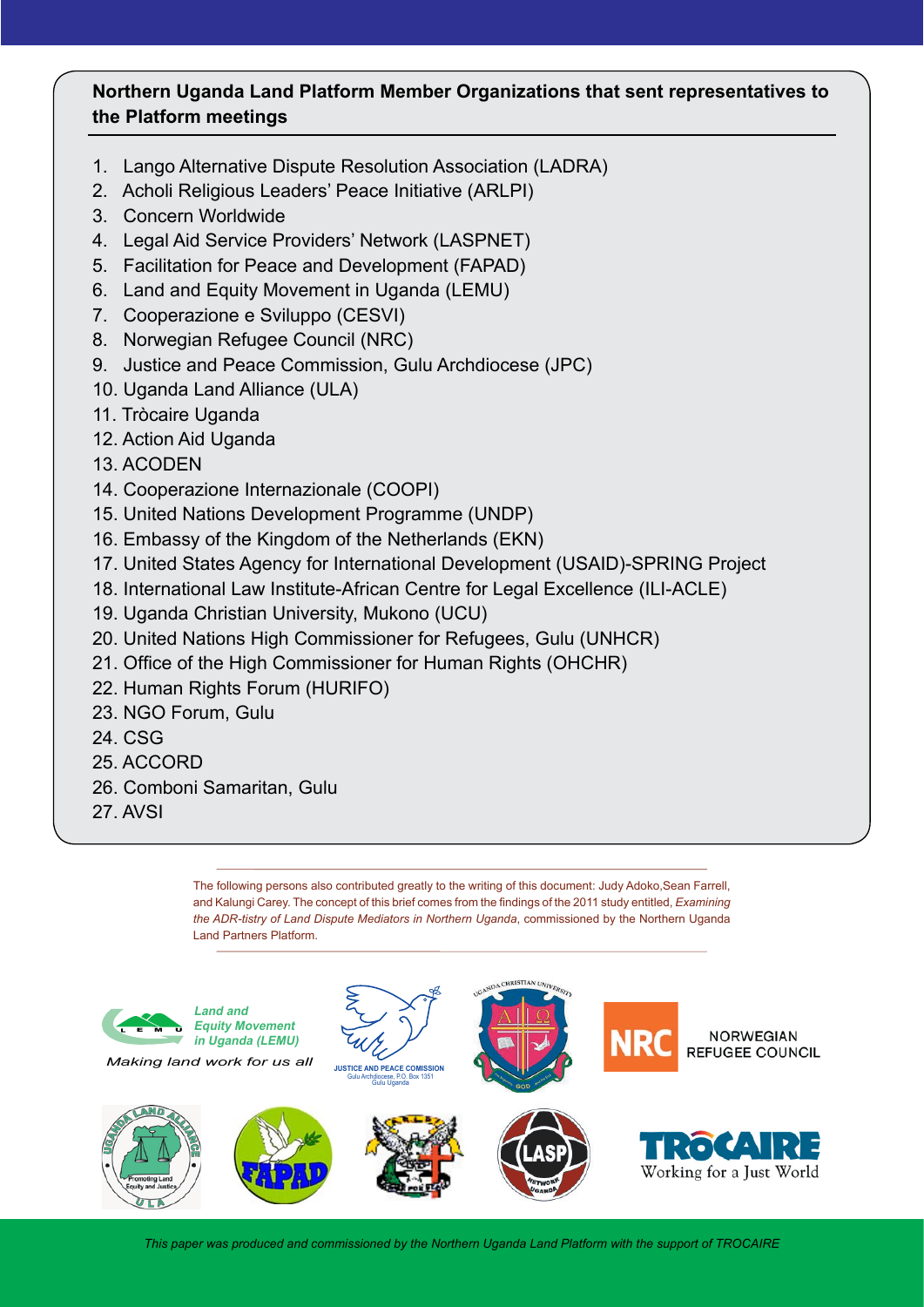**Northern Uganda Land Platform Member Organizations that sent representatives to the Platform meetings**

1. Lango Alternative Dispute Resolution Association (LADRA)
2. Acholi Religious Leaders' Peace Initiative (ARLPI)
3. Concern Worldwide
4. Legal Aid Service Providers' Network (LASPNET)
5. Facilitation for Peace and Development (FAPAD)
6. Land and Equity Movement in Uganda (LEMU)
7. Cooperazione e Sviluppo (CESVI)
8. Norwegian Refugee Council (NRC)
9. Justice and Peace Commission, Gulu Archdiocese (JPC)
10. Uganda Land Alliance (ULA)
11. Tròcaire Uganda
12. Action Aid Uganda
13. ACODEN
14. Cooperazione Internazionale (COOPI)
15. United Nations Development Programme (UNDP)
16. Embassy of the Kingdom of the Netherlands (EKN)
17. United States Agency for International Development (USAID)-SPRING Project
18. International Law Institute-African Centre for Legal Excellence (ILI-ACLE)
19. Uganda Christian University, Mukono (UCU)
20. United Nations High Commissioner for Refugees, Gulu (UNHCR)
21. Office of the High Commissioner for Human Rights (OHCHR)
22. Human Rights Forum (HURIFO)
23. NGO Forum, Gulu
24. CSG
25. ACCORD
26. Comboni Samaritan, Gulu
27. AVSI

The following persons also contributed greatly to the writing of this document: Judy Adoko,Sean Farrell, and Kalungi Carey. The concept of this brief comes from the findings of the 2011 study entitled, *Examining the ADR-tistry of Land Dispute Mediators in Northern Uganda*, commissioned by the Northern Uganda Land Partners Platform.

*Land and Equity Movement in Uganda (LEMU)*

*Making land work for us all*

JUSTICE AND PEACE COMISSION
Gulu Archdiocese, P.O. Box 1351
Gulu Uganda

NORWEGIAN REFUGEE COUNCIL

TROCAIRE
Working for a Just World

*This paper was produced and commissioned by the Northern Uganda Land Platform with the support of TROCAIRE*